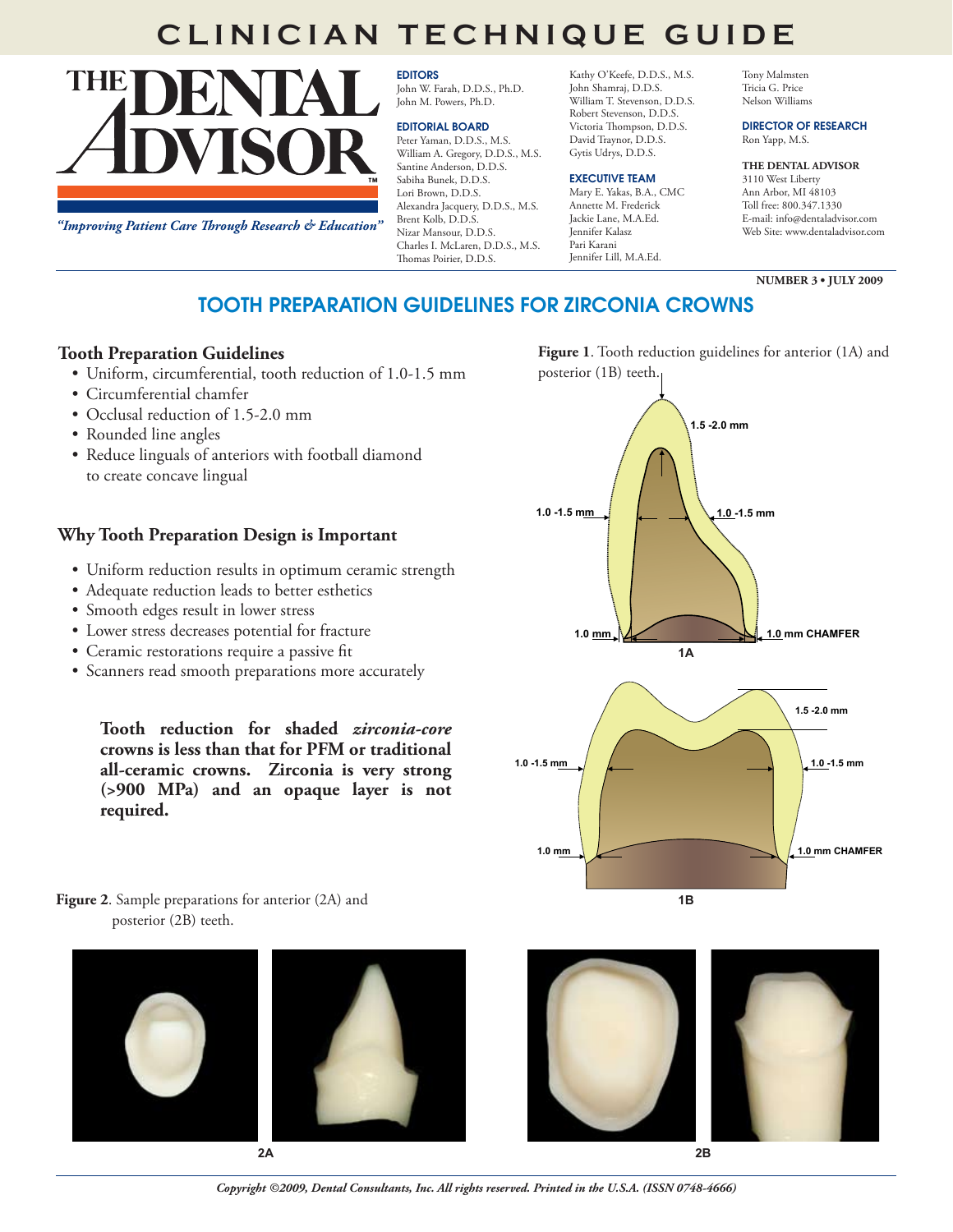# CLINICIAN TECHNIQUE GUIDE

**THE DENTAL ADVISOR**

*"Improving Patient Care Through Research & Education"*

**EDITORS**
John W. Farah, D.D.S., Ph.D.
John M. Powers, Ph.D.

**EDITORIAL BOARD**
Peter Yaman, D.D.S., M.S.
William A. Gregory, D.D.S., M.S.
Santine Anderson, D.D.S.
Sabiha Bunek, D.D.S.
Lori Brown, D.D.S.
Alexandra Jacquery, D.D.S., M.S.
Brent Kolb, D.D.S.
Nizar Mansour, D.D.S.
Charles I. McLaren, D.D.S., M.S.
Thomas Poirier, D.D.S.
Kathy O'Keefe, D.D.S., M.S.
John Shamraj, D.D.S.
William T. Stevenson, D.D.S.
Robert Stevenson, D.D.S.
Victoria Thompson, D.D.S.
David Traynor, D.D.S.
Gytis Udrys, D.D.S.

**EXECUTIVE TEAM**
Mary E. Yakas, B.A., CMC
Annette M. Frederick
Jackie Lane, M.A.Ed.
Jennifer Kalasz
Pari Karani
Jennifer Lill, M.A.Ed.
Tony Malmsten
Tricia G. Price
Nelson Williams

**DIRECTOR OF RESEARCH**
Ron Yapp, M.S.

**THE DENTAL ADVISOR**
3110 West Liberty
Ann Arbor, MI 48103
Toll free: 800.347.1330
E-mail: info@dentaladvisor.com
Web Site: www.dentaladvisor.com

**NUMBER 3 • JULY 2009**

## TOOTH PREPARATION GUIDELINES FOR ZIRCONIA CROWNS

### Tooth Preparation Guidelines

- Uniform, circumferential, tooth reduction of 1.0-1.5 mm
- Circumferential chamfer
- Occlusal reduction of 1.5-2.0 mm
- Rounded line angles
- Reduce linguals of anteriors with football diamond to create concave lingual

### Why Tooth Preparation Design is Important

- Uniform reduction results in optimum ceramic strength
- Adequate reduction leads to better esthetics
- Smooth edges result in lower stress
- Lower stress decreases potential for fracture
- Ceramic restorations require a passive fit
- Scanners read smooth preparations more accurately

**Tooth reduction for shaded *zirconia-core* crowns is less than that for PFM or traditional all-ceramic crowns. Zirconia is very strong (>900 MPa) and an opaque layer is not required.**

**Figure 1**. Tooth reduction guidelines for anterior (1A) and posterior (1B) teeth.

1A: 1.5 -2.0 mm; 1.0 -1.5 mm; 1.0 -1.5 mm; 1.0 mm; 1.0 mm CHAMFER

1B: 1.5 -2.0 mm; 1.0 -1.5 mm; 1.0 -1.5 mm; 1.0 mm; 1.0 mm CHAMFER

**Figure 2**. Sample preparations for anterior (2A) and posterior (2B) teeth.

2A

2B

*Copyright ©2009, Dental Consultants, Inc. All rights reserved. Printed in the U.S.A. (ISSN 0748-4666)*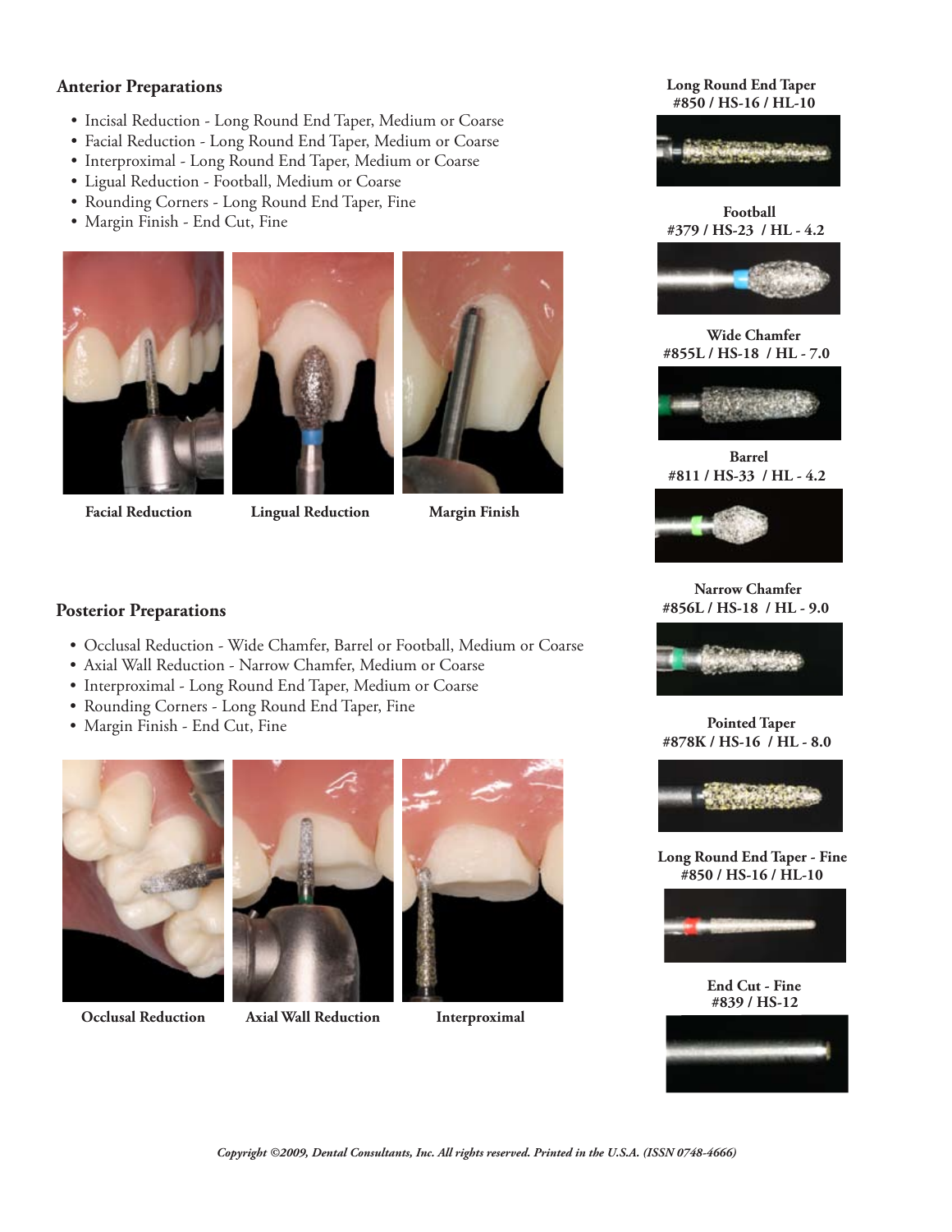## Anterior Preparations

- Incisal Reduction - Long Round End Taper, Medium or Coarse
- Facial Reduction - Long Round End Taper, Medium or Coarse
- Interproximal - Long Round End Taper, Medium or Coarse
- Ligual Reduction - Football, Medium or Coarse
- Rounding Corners - Long Round End Taper, Fine
- Margin Finish - End Cut, Fine

**Facial Reduction** **Lingual Reduction** **Margin Finish**

## Posterior Preparations

- Occlusal Reduction - Wide Chamfer, Barrel or Football, Medium or Coarse
- Axial Wall Reduction - Narrow Chamfer, Medium or Coarse
- Interproximal - Long Round End Taper, Medium or Coarse
- Rounding Corners - Long Round End Taper, Fine
- Margin Finish - End Cut, Fine

**Occlusal Reduction** **Axial Wall Reduction** **Interproximal**

**Long Round End Taper**
**#850 / HS-16 / HL-10**

**Football**
**#379 / HS-23 / HL - 4.2**

**Wide Chamfer**
**#855L / HS-18 / HL - 7.0**

**Barrel**
**#811 / HS-33 / HL - 4.2**

**Narrow Chamfer**
**#856L / HS-18 / HL - 9.0**

**Pointed Taper**
**#878K / HS-16 / HL - 8.0**

**Long Round End Taper - Fine**
**#850 / HS-16 / HL-10**

**End Cut - Fine**
**#839 / HS-12**

*Copyright ©2009, Dental Consultants, Inc. All rights reserved. Printed in the U.S.A. (ISSN 0748-4666)*